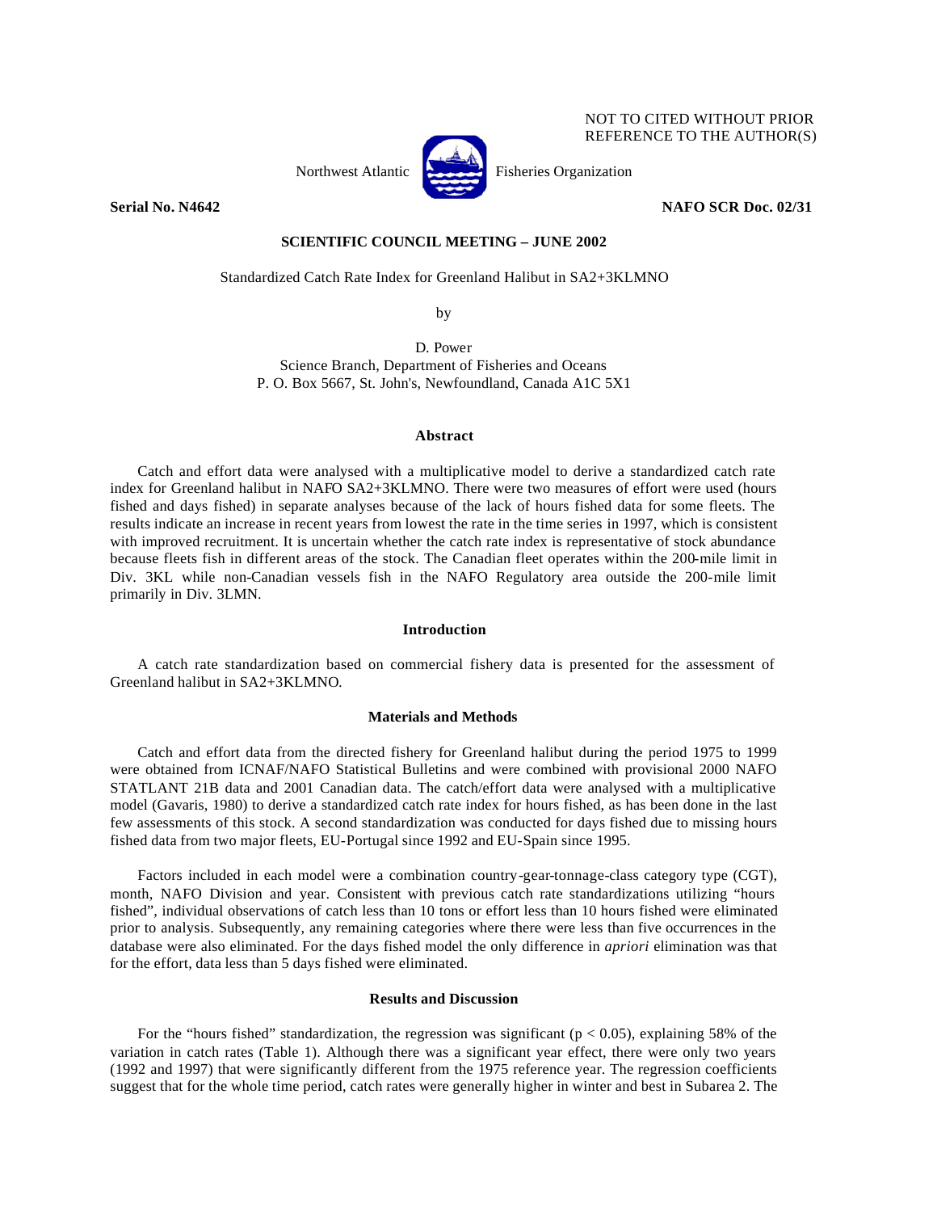NOT TO CITED WITHOUT PRIOR REFERENCE TO THE AUTHOR(S)

Northwest Atlantic Fisheries Organization

**Serial No. N4642** **NAFO SCR Doc. 02/31**

**SCIENTIFIC COUNCIL MEETING – JUNE 2002**

Standardized Catch Rate Index for Greenland Halibut in SA2+3KLMNO

by

D. Power
Science Branch, Department of Fisheries and Oceans
P. O. Box 5667, St. John's, Newfoundland, Canada A1C 5X1

## Abstract

Catch and effort data were analysed with a multiplicative model to derive a standardized catch rate index for Greenland halibut in NAFO SA2+3KLMNO. There were two measures of effort were used (hours fished and days fished) in separate analyses because of the lack of hours fished data for some fleets. The results indicate an increase in recent years from lowest the rate in the time series in 1997, which is consistent with improved recruitment. It is uncertain whether the catch rate index is representative of stock abundance because fleets fish in different areas of the stock. The Canadian fleet operates within the 200-mile limit in Div. 3KL while non-Canadian vessels fish in the NAFO Regulatory area outside the 200-mile limit primarily in Div. 3LMN.

## Introduction

A catch rate standardization based on commercial fishery data is presented for the assessment of Greenland halibut in SA2+3KLMNO.

## Materials and Methods

Catch and effort data from the directed fishery for Greenland halibut during the period 1975 to 1999 were obtained from ICNAF/NAFO Statistical Bulletins and were combined with provisional 2000 NAFO STATLANT 21B data and 2001 Canadian data. The catch/effort data were analysed with a multiplicative model (Gavaris, 1980) to derive a standardized catch rate index for hours fished, as has been done in the last few assessments of this stock. A second standardization was conducted for days fished due to missing hours fished data from two major fleets, EU-Portugal since 1992 and EU-Spain since 1995.

Factors included in each model were a combination country-gear-tonnage-class category type (CGT), month, NAFO Division and year. Consistent with previous catch rate standardizations utilizing "hours fished", individual observations of catch less than 10 tons or effort less than 10 hours fished were eliminated prior to analysis. Subsequently, any remaining categories where there were less than five occurrences in the database were also eliminated. For the days fished model the only difference in *apriori* elimination was that for the effort, data less than 5 days fished were eliminated.

## Results and Discussion

For the "hours fished" standardization, the regression was significant ($p < 0.05$), explaining 58% of the variation in catch rates (Table 1). Although there was a significant year effect, there were only two years (1992 and 1997) that were significantly different from the 1975 reference year. The regression coefficients suggest that for the whole time period, catch rates were generally higher in winter and best in Subarea 2. The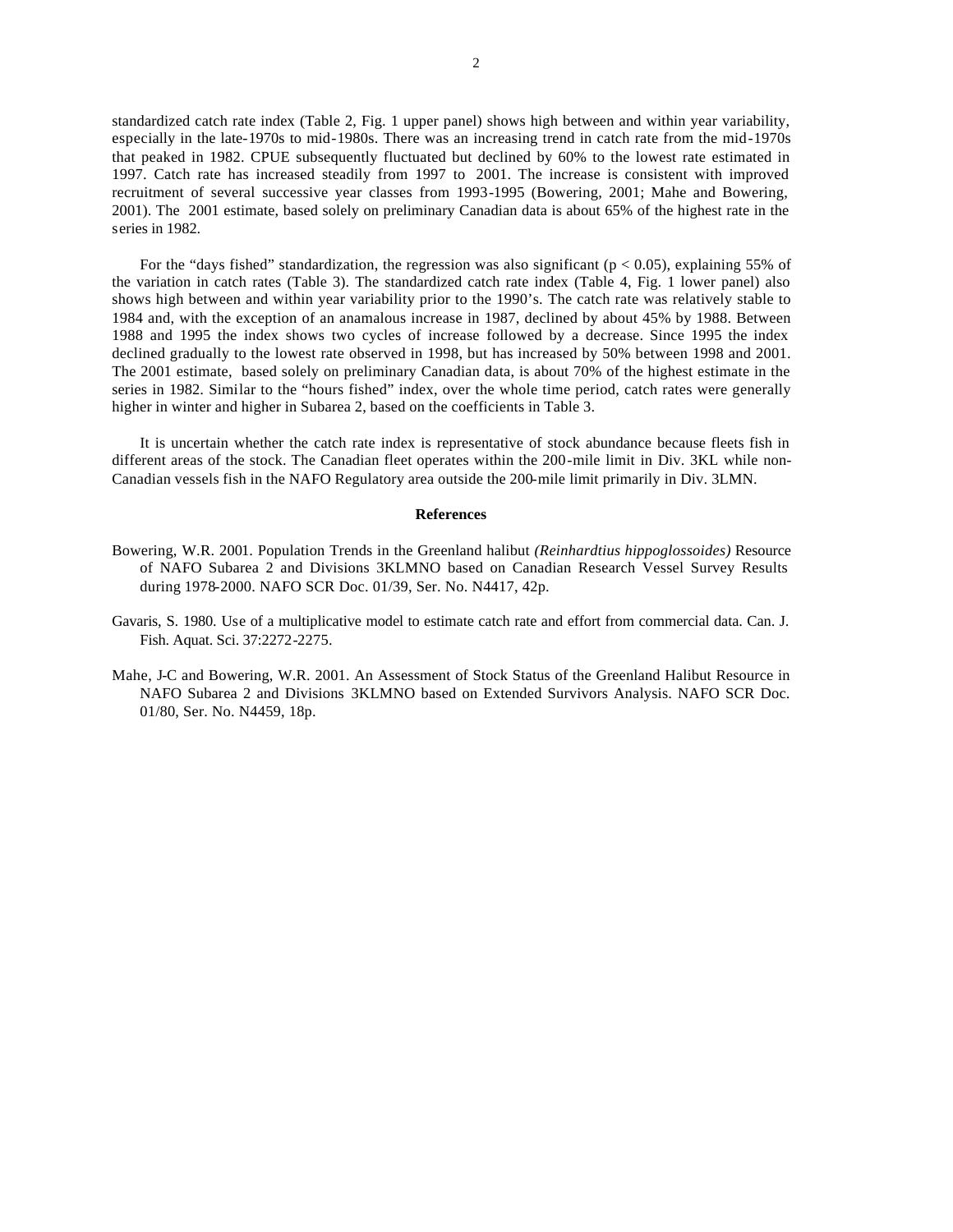standardized catch rate index (Table 2, Fig. 1 upper panel) shows high between and within year variability, especially in the late-1970s to mid-1980s. There was an increasing trend in catch rate from the mid-1970s that peaked in 1982. CPUE subsequently fluctuated but declined by 60% to the lowest rate estimated in 1997. Catch rate has increased steadily from 1997 to 2001. The increase is consistent with improved recruitment of several successive year classes from 1993-1995 (Bowering, 2001; Mahe and Bowering, 2001). The 2001 estimate, based solely on preliminary Canadian data is about 65% of the highest rate in the series in 1982.

For the "days fished" standardization, the regression was also significant ($p < 0.05$), explaining 55% of the variation in catch rates (Table 3). The standardized catch rate index (Table 4, Fig. 1 lower panel) also shows high between and within year variability prior to the 1990's. The catch rate was relatively stable to 1984 and, with the exception of an anamalous increase in 1987, declined by about 45% by 1988. Between 1988 and 1995 the index shows two cycles of increase followed by a decrease. Since 1995 the index declined gradually to the lowest rate observed in 1998, but has increased by 50% between 1998 and 2001. The 2001 estimate, based solely on preliminary Canadian data, is about 70% of the highest estimate in the series in 1982. Similar to the "hours fished" index, over the whole time period, catch rates were generally higher in winter and higher in Subarea 2, based on the coefficients in Table 3.

It is uncertain whether the catch rate index is representative of stock abundance because fleets fish in different areas of the stock. The Canadian fleet operates within the 200-mile limit in Div. 3KL while non-Canadian vessels fish in the NAFO Regulatory area outside the 200-mile limit primarily in Div. 3LMN.

## References

Bowering, W.R. 2001. Population Trends in the Greenland halibut *(Reinhardtius hippoglossoides)* Resource of NAFO Subarea 2 and Divisions 3KLMNO based on Canadian Research Vessel Survey Results during 1978-2000. NAFO SCR Doc. 01/39, Ser. No. N4417, 42p.

Gavaris, S. 1980. Use of a multiplicative model to estimate catch rate and effort from commercial data. Can. J. Fish. Aquat. Sci. 37:2272-2275.

Mahe, J-C and Bowering, W.R. 2001. An Assessment of Stock Status of the Greenland Halibut Resource in NAFO Subarea 2 and Divisions 3KLMNO based on Extended Survivors Analysis. NAFO SCR Doc. 01/80, Ser. No. N4459, 18p.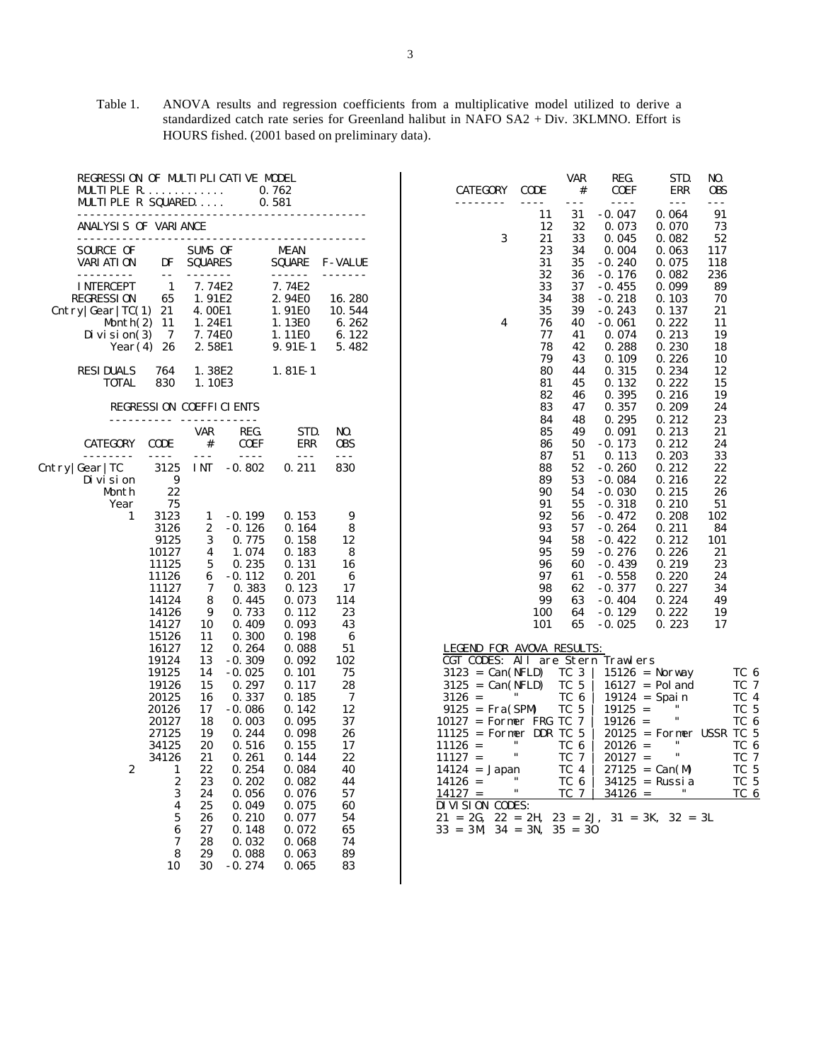Table 1. ANOVA results and regression coefficients from a multiplicative model utilized to derive a standardized catch rate series for Greenland halibut in NAFO SA2 + Div. 3KLMNO. Effort is HOURS fished. (2001 based on preliminary data).

REGRESSION OF MULTIPLICATIVE MODEL

MULTIPLE R............ 0.762

MULTIPLE R SQUARED..... 0.581

ANALYSIS OF VARIANCE

| SOURCE OF VARIATION | DF | SUMS OF SQUARES | MEAN SQUARE | F-VALUE |
|---|---|---|---|---|
| INTERCEPT | 1 | 7.74E2 | 7.74E2 | |
| REGRESSION | 65 | 1.91E2 | 2.94E0 | 16.280 |
| Cntry\|Gear\|TC(1) | 21 | 4.00E1 | 1.91E0 | 10.544 |
| Month(2) | 11 | 1.24E1 | 1.13E0 | 6.262 |
| Division(3) | 7 | 7.74E0 | 1.11E0 | 6.122 |
| Year(4) | 26 | 2.58E1 | 9.91E-1 | 5.482 |
| RESIDUALS | 764 | 1.38E2 | 1.81E-1 | |
| TOTAL | 830 | 1.10E3 | | |

REGRESSION COEFFICIENTS

| CATEGORY | CODE | VAR # | REG. COEF | STD. ERR | NO. OBS |
|---|---|---|---|---|---|
| Cntry\|Gear\|TC | 3125 | INT | -0.802 | 0.211 | 830 |
| Division | 9 | | | | |
| Month | 22 | | | | |
| Year | 75 | | | | |
| 1 | 3123 | 1 | -0.199 | 0.153 | 9 |
| | 3126 | 2 | -0.126 | 0.164 | 8 |
| | 9125 | 3 | 0.775 | 0.158 | 12 |
| | 10127 | 4 | 1.074 | 0.183 | 8 |
| | 11125 | 5 | 0.235 | 0.131 | 16 |
| | 11126 | 6 | -0.112 | 0.201 | 6 |
| | 11127 | 7 | 0.383 | 0.123 | 17 |
| | 14124 | 8 | 0.445 | 0.073 | 114 |
| | 14126 | 9 | 0.733 | 0.112 | 23 |
| | 14127 | 10 | 0.409 | 0.093 | 43 |
| | 15126 | 11 | 0.300 | 0.198 | 6 |
| | 16127 | 12 | 0.264 | 0.088 | 51 |
| | 19124 | 13 | -0.309 | 0.092 | 102 |
| | 19125 | 14 | -0.025 | 0.101 | 75 |
| | 19126 | 15 | 0.297 | 0.117 | 28 |
| | 20125 | 16 | 0.337 | 0.185 | 7 |
| | 20126 | 17 | -0.086 | 0.142 | 12 |
| | 20127 | 18 | 0.003 | 0.095 | 37 |
| | 27125 | 19 | 0.244 | 0.098 | 26 |
| | 34125 | 20 | 0.516 | 0.155 | 17 |
| | 34126 | 21 | 0.261 | 0.144 | 22 |
| 2 | 1 | 22 | 0.254 | 0.084 | 40 |
| | 2 | 23 | 0.202 | 0.082 | 44 |
| | 3 | 24 | 0.056 | 0.076 | 57 |
| | 4 | 25 | 0.049 | 0.075 | 60 |
| | 5 | 26 | 0.210 | 0.077 | 54 |
| | 6 | 27 | 0.148 | 0.072 | 65 |
| | 7 | 28 | 0.032 | 0.068 | 74 |
| | 8 | 29 | 0.088 | 0.063 | 89 |
| | 10 | 30 | -0.274 | 0.065 | 83 |
| | 11 | 31 | -0.047 | 0.064 | 91 |
| | 12 | 32 | 0.073 | 0.070 | 73 |
| 3 | 21 | 33 | 0.045 | 0.082 | 52 |
| | 23 | 34 | 0.004 | 0.063 | 117 |
| | 31 | 35 | -0.240 | 0.075 | 118 |
| | 32 | 36 | -0.176 | 0.082 | 236 |
| | 33 | 37 | -0.455 | 0.099 | 89 |
| | 34 | 38 | -0.218 | 0.103 | 70 |
| | 35 | 39 | -0.243 | 0.137 | 21 |
| 4 | 76 | 40 | -0.061 | 0.222 | 11 |
| | 77 | 41 | 0.074 | 0.213 | 19 |
| | 78 | 42 | 0.288 | 0.230 | 18 |
| | 79 | 43 | 0.109 | 0.226 | 10 |
| | 80 | 44 | 0.315 | 0.234 | 12 |
| | 81 | 45 | 0.132 | 0.222 | 15 |
| | 82 | 46 | 0.395 | 0.216 | 19 |
| | 83 | 47 | 0.357 | 0.209 | 24 |
| | 84 | 48 | 0.295 | 0.212 | 23 |
| | 85 | 49 | 0.091 | 0.213 | 21 |
| | 86 | 50 | -0.173 | 0.212 | 24 |
| | 87 | 51 | 0.113 | 0.203 | 33 |
| | 88 | 52 | -0.260 | 0.212 | 22 |
| | 89 | 53 | -0.084 | 0.216 | 22 |
| | 90 | 54 | -0.030 | 0.215 | 26 |
| | 91 | 55 | -0.318 | 0.210 | 51 |
| | 92 | 56 | -0.472 | 0.208 | 102 |
| | 93 | 57 | -0.264 | 0.211 | 84 |
| | 94 | 58 | -0.422 | 0.212 | 101 |
| | 95 | 59 | -0.276 | 0.226 | 21 |
| | 96 | 60 | -0.439 | 0.219 | 23 |
| | 97 | 61 | -0.558 | 0.220 | 24 |
| | 98 | 62 | -0.377 | 0.227 | 34 |
| | 99 | 63 | -0.404 | 0.224 | 49 |
| | 100 | 64 | -0.129 | 0.222 | 19 |
| | 101 | 65 | -0.025 | 0.223 | 17 |

LEGEND FOR AVOVA RESULTS:

CGT CODES: All are Stern Trawlers

| Code | Country | TC | Code | Country | TC |
|---|---|---|---|---|---|
| 3123 | Can(NFLD) | TC 3 | 15126 | Norway | TC 6 |
| 3125 | Can(NFLD) | TC 5 | 16127 | Poland | TC 7 |
| 3126 | " | TC 6 | 19124 | Spain | TC 4 |
| 9125 | Fra(SPM) | TC 5 | 19125 | " | TC 5 |
| 10127 | Former FRG | TC 7 | 19126 | " | TC 6 |
| 11125 | Former DDR | TC 5 | 20125 | Former USSR | TC 5 |
| 11126 | " | TC 6 | 20126 | " | TC 6 |
| 11127 | " | TC 7 | 20127 | " | TC 7 |
| 14124 | Japan | TC 4 | 27125 | Can(M) | TC 5 |
| 14126 | " | TC 6 | 34125 | Russia | TC 5 |
| 14127 | " | TC 7 | 34126 | " | TC 6 |

DIVISION CODES:

21 = 2G, 22 = 2H, 23 = 2J, 31 = 3K, 32 = 3L

33 = 3M, 34 = 3N, 35 = 3O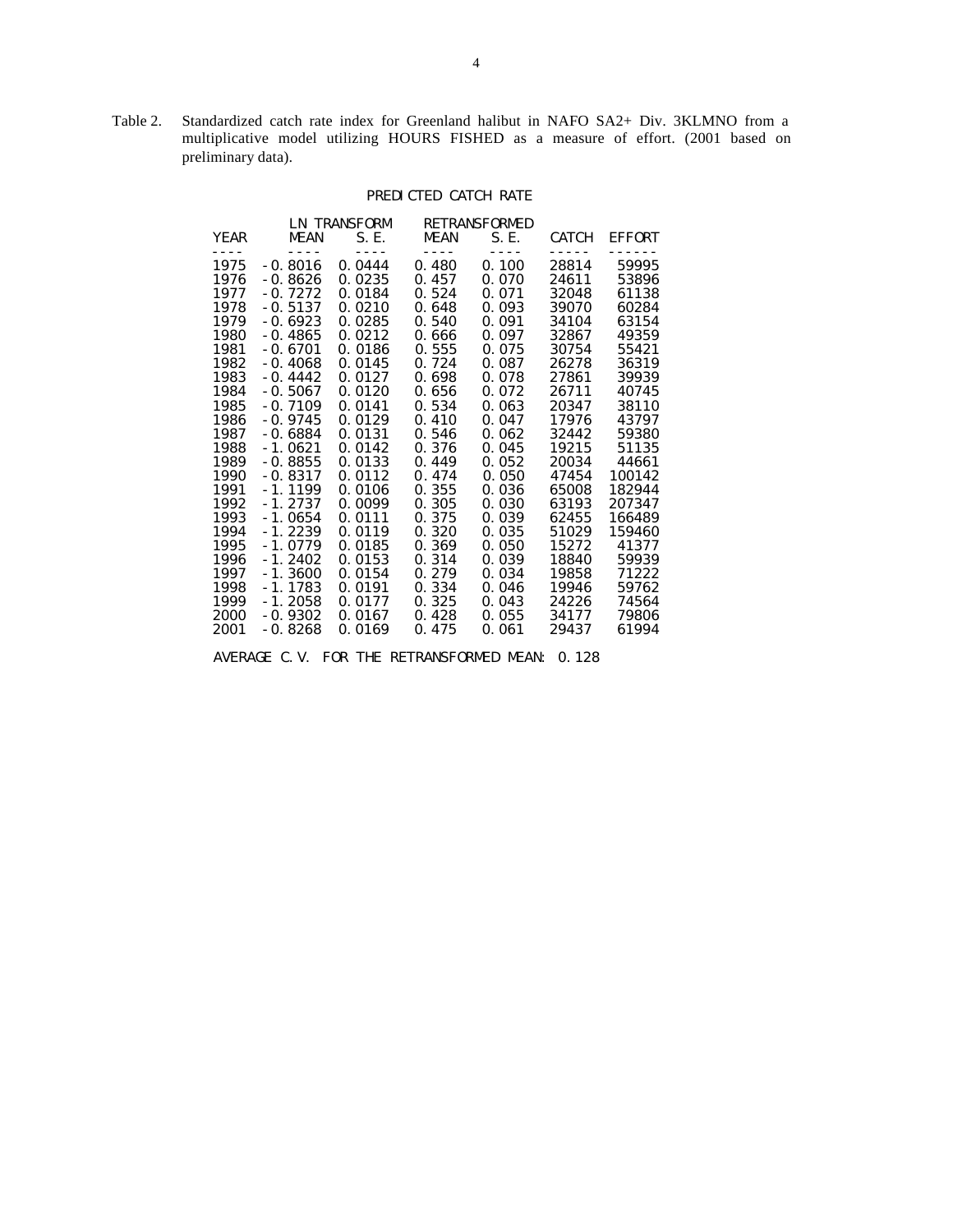Table 2. Standardized catch rate index for Greenland halibut in NAFO SA2+ Div. 3KLMNO from a multiplicative model utilizing HOURS FISHED as a measure of effort. (2001 based on preliminary data).

PREDICTED CATCH RATE

| YEAR | LN TRANSFORM MEAN | LN TRANSFORM S.E. | RETRANSFORMED MEAN | RETRANSFORMED S.E. | CATCH | EFFORT |
|---|---|---|---|---|---|---|
| 1975 | -0.8016 | 0.0444 | 0.480 | 0.100 | 28814 | 59995 |
| 1976 | -0.8626 | 0.0235 | 0.457 | 0.070 | 24611 | 53896 |
| 1977 | -0.7272 | 0.0184 | 0.524 | 0.071 | 32048 | 61138 |
| 1978 | -0.5137 | 0.0210 | 0.648 | 0.093 | 39070 | 60284 |
| 1979 | -0.6923 | 0.0285 | 0.540 | 0.091 | 34104 | 63154 |
| 1980 | -0.4865 | 0.0212 | 0.666 | 0.097 | 32867 | 49359 |
| 1981 | -0.6701 | 0.0186 | 0.555 | 0.075 | 30754 | 55421 |
| 1982 | -0.4068 | 0.0145 | 0.724 | 0.087 | 26278 | 36319 |
| 1983 | -0.4442 | 0.0127 | 0.698 | 0.078 | 27861 | 39939 |
| 1984 | -0.5067 | 0.0120 | 0.656 | 0.072 | 26711 | 40745 |
| 1985 | -0.7109 | 0.0141 | 0.534 | 0.063 | 20347 | 38110 |
| 1986 | -0.9745 | 0.0129 | 0.410 | 0.047 | 17976 | 43797 |
| 1987 | -0.6884 | 0.0131 | 0.546 | 0.062 | 32442 | 59380 |
| 1988 | -1.0621 | 0.0142 | 0.376 | 0.045 | 19215 | 51135 |
| 1989 | -0.8855 | 0.0133 | 0.449 | 0.052 | 20034 | 44661 |
| 1990 | -0.8317 | 0.0112 | 0.474 | 0.050 | 47454 | 100142 |
| 1991 | -1.1199 | 0.0106 | 0.355 | 0.036 | 65008 | 182944 |
| 1992 | -1.2737 | 0.0099 | 0.305 | 0.030 | 63193 | 207347 |
| 1993 | -1.0654 | 0.0111 | 0.375 | 0.039 | 62455 | 166489 |
| 1994 | -1.2239 | 0.0119 | 0.320 | 0.035 | 51029 | 159460 |
| 1995 | -1.0779 | 0.0185 | 0.369 | 0.050 | 15272 | 41377 |
| 1996 | -1.2402 | 0.0153 | 0.314 | 0.039 | 18840 | 59939 |
| 1997 | -1.3600 | 0.0154 | 0.279 | 0.034 | 19858 | 71222 |
| 1998 | -1.1783 | 0.0191 | 0.334 | 0.046 | 19946 | 59762 |
| 1999 | -1.2058 | 0.0177 | 0.325 | 0.043 | 24226 | 74564 |
| 2000 | -0.9302 | 0.0167 | 0.428 | 0.055 | 34177 | 79806 |
| 2001 | -0.8268 | 0.0169 | 0.475 | 0.061 | 29437 | 61994 |

AVERAGE C.V. FOR THE RETRANSFORMED MEAN: 0.128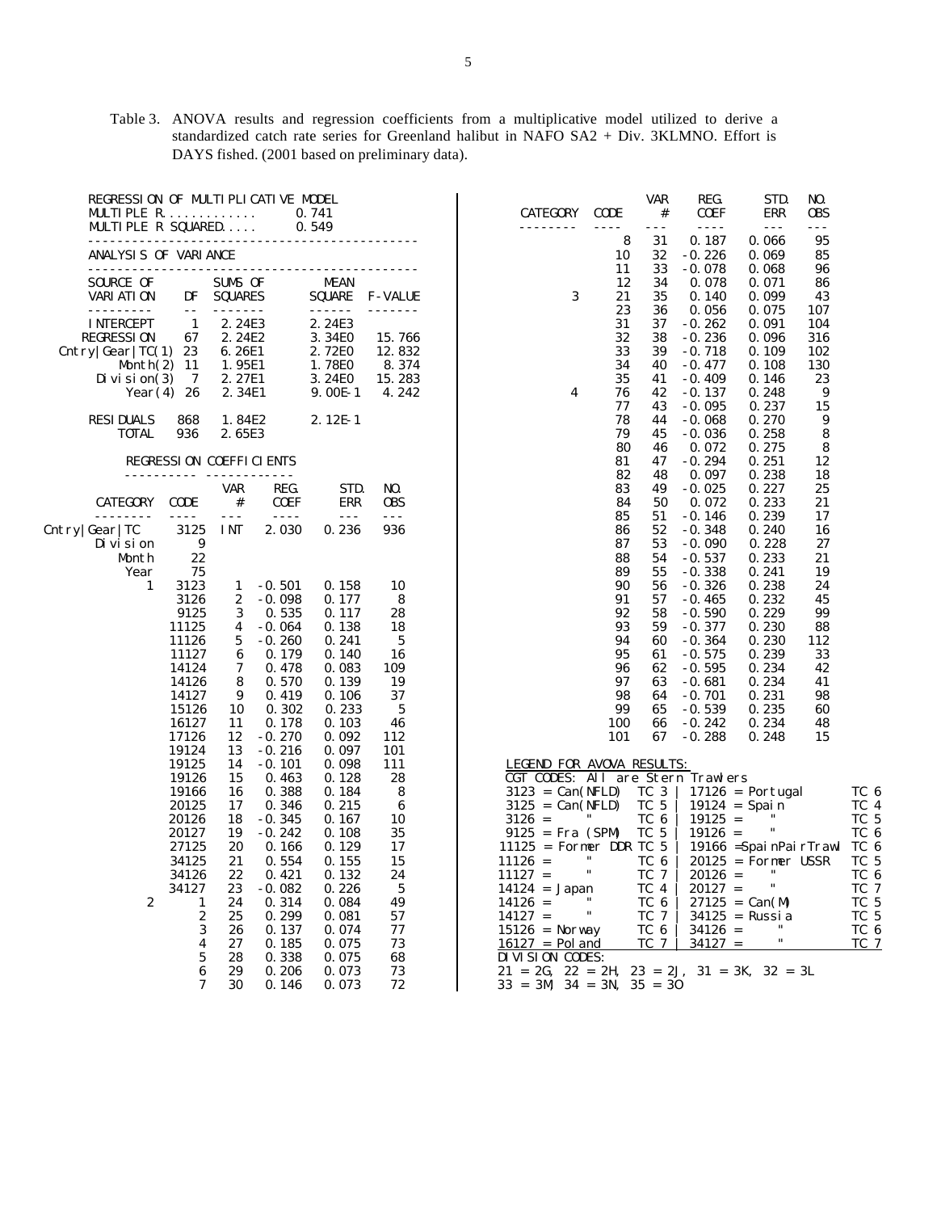Table 3. ANOVA results and regression coefficients from a multiplicative model utilized to derive a standardized catch rate series for Greenland halibut in NAFO SA2 + Div. 3KLMNO. Effort is DAYS fished. (2001 based on preliminary data).

REGRESSION OF MULTIPLICATIVE MODEL

MULTIPLE R............. 0.741

MULTIPLE R SQUARED..... 0.549

ANALYSIS OF VARIANCE

| SOURCE OF VARIATION | DF | SUMS OF SQUARES | MEAN SQUARE | F-VALUE |
|---|---|---|---|---|
| INTERCEPT | 1 | 2.24E3 | 2.24E3 | |
| REGRESSION | 67 | 2.24E2 | 3.34E0 | 15.766 |
| Cntry\|Gear\|TC(1) | 23 | 6.26E1 | 2.72E0 | 12.832 |
| Month(2) | 11 | 1.95E1 | 1.78E0 | 8.374 |
| Division(3) | 7 | 2.27E1 | 3.24E0 | 15.283 |
| Year(4) | 26 | 2.34E1 | 9.00E-1 | 4.242 |
| RESIDUALS | 868 | 1.84E2 | 2.12E-1 | |
| TOTAL | 936 | 2.65E3 | | |

REGRESSION COEFFICIENTS

| CATEGORY | CODE | VAR # | REG. COEF | STD. ERR | NO. OBS |
|---|---|---|---|---|---|
| Cntry\|Gear\|TC | 3125 | INT | 2.030 | 0.236 | 936 |
| Division | 9 | | | | |
| Month | 22 | | | | |
| Year | 75 | | | | |
| 1 | 3123 | 1 | -0.501 | 0.158 | 10 |
| | 3126 | 2 | -0.098 | 0.177 | 8 |
| | 9125 | 3 | 0.535 | 0.117 | 28 |
| | 11125 | 4 | -0.064 | 0.138 | 18 |
| | 11126 | 5 | -0.260 | 0.241 | 5 |
| | 11127 | 6 | 0.179 | 0.140 | 16 |
| | 14124 | 7 | 0.478 | 0.083 | 109 |
| | 14126 | 8 | 0.570 | 0.139 | 19 |
| | 14127 | 9 | 0.419 | 0.106 | 37 |
| | 15126 | 10 | 0.302 | 0.233 | 5 |
| | 16127 | 11 | 0.178 | 0.103 | 46 |
| | 17126 | 12 | -0.270 | 0.092 | 112 |
| | 19124 | 13 | -0.216 | 0.097 | 101 |
| | 19125 | 14 | -0.101 | 0.098 | 111 |
| | 19126 | 15 | 0.463 | 0.128 | 28 |
| | 19166 | 16 | 0.388 | 0.184 | 8 |
| | 20125 | 17 | 0.346 | 0.215 | 6 |
| | 20126 | 18 | -0.345 | 0.167 | 10 |
| | 20127 | 19 | -0.242 | 0.108 | 35 |
| | 27125 | 20 | 0.166 | 0.129 | 17 |
| | 34125 | 21 | 0.554 | 0.155 | 15 |
| | 34126 | 22 | 0.421 | 0.132 | 24 |
| | 34127 | 23 | -0.082 | 0.226 | 5 |
| 2 | 1 | 24 | 0.314 | 0.084 | 49 |
| | 2 | 25 | 0.299 | 0.081 | 57 |
| | 3 | 26 | 0.137 | 0.074 | 77 |
| | 4 | 27 | 0.185 | 0.075 | 73 |
| | 5 | 28 | 0.338 | 0.075 | 68 |
| | 6 | 29 | 0.206 | 0.073 | 73 |
| | 7 | 30 | 0.146 | 0.073 | 72 |
| | 8 | 31 | 0.187 | 0.066 | 95 |
| | 10 | 32 | -0.226 | 0.069 | 85 |
| | 11 | 33 | -0.078 | 0.068 | 96 |
| | 12 | 34 | 0.078 | 0.071 | 86 |
| 3 | 21 | 35 | 0.140 | 0.099 | 43 |
| | 23 | 36 | 0.056 | 0.075 | 107 |
| | 31 | 37 | -0.262 | 0.091 | 104 |
| | 32 | 38 | -0.236 | 0.096 | 316 |
| | 33 | 39 | -0.718 | 0.109 | 102 |
| | 34 | 40 | -0.477 | 0.108 | 130 |
| | 35 | 41 | -0.409 | 0.146 | 23 |
| 4 | 76 | 42 | -0.137 | 0.248 | 9 |
| | 77 | 43 | -0.095 | 0.237 | 15 |
| | 78 | 44 | -0.068 | 0.270 | 9 |
| | 79 | 45 | -0.036 | 0.258 | 8 |
| | 80 | 46 | 0.072 | 0.275 | 8 |
| | 81 | 47 | -0.294 | 0.251 | 12 |
| | 82 | 48 | 0.097 | 0.238 | 18 |
| | 83 | 49 | -0.025 | 0.227 | 25 |
| | 84 | 50 | 0.072 | 0.233 | 21 |
| | 85 | 51 | -0.146 | 0.239 | 17 |
| | 86 | 52 | -0.348 | 0.240 | 16 |
| | 87 | 53 | -0.090 | 0.228 | 27 |
| | 88 | 54 | -0.537 | 0.233 | 21 |
| | 89 | 55 | -0.338 | 0.241 | 19 |
| | 90 | 56 | -0.326 | 0.238 | 24 |
| | 91 | 57 | -0.465 | 0.232 | 45 |
| | 92 | 58 | -0.590 | 0.229 | 99 |
| | 93 | 59 | -0.377 | 0.230 | 88 |
| | 94 | 60 | -0.364 | 0.230 | 112 |
| | 95 | 61 | -0.575 | 0.239 | 33 |
| | 96 | 62 | -0.595 | 0.234 | 42 |
| | 97 | 63 | -0.681 | 0.234 | 41 |
| | 98 | 64 | -0.701 | 0.231 | 98 |
| | 99 | 65 | -0.539 | 0.235 | 60 |
| | 100 | 66 | -0.242 | 0.234 | 48 |
| | 101 | 67 | -0.288 | 0.248 | 15 |

LEGEND FOR AVOVA RESULTS:

CGT CODES: All are Stern Trawlers

| Code | Country | TC | Code | Country | TC |
|---|---|---|---|---|---|
| 3123 | Can(NFLD) | TC 3 | 17126 | Portugal | TC 6 |
| 3125 | Can(NFLD) | TC 5 | 19124 | Spain | TC 4 |
| 3126 | " | TC 6 | 19125 | " | TC 5 |
| 9125 | Fra (SPM) | TC 5 | 19126 | " | TC 6 |
| 11125 | Former DDR | TC 5 | 19166 | SpainPairTrawl | TC 6 |
| 11126 | " | TC 6 | 20125 | Former USSR | TC 5 |
| 11127 | " | TC 7 | 20126 | " | TC 6 |
| 14124 | Japan | TC 4 | 20127 | " | TC 7 |
| 14126 | " | TC 6 | 27125 | Can(M) | TC 5 |
| 14127 | " | TC 7 | 34125 | Russia | TC 5 |
| 15126 | Norway | TC 6 | 34126 | " | TC 6 |
| 16127 | Poland | TC 7 | 34127 | " | TC 7 |

DIVISION CODES:

21 = 2G, 22 = 2H, 23 = 2J, 31 = 3K, 32 = 3L

33 = 3M, 34 = 3N, 35 = 3O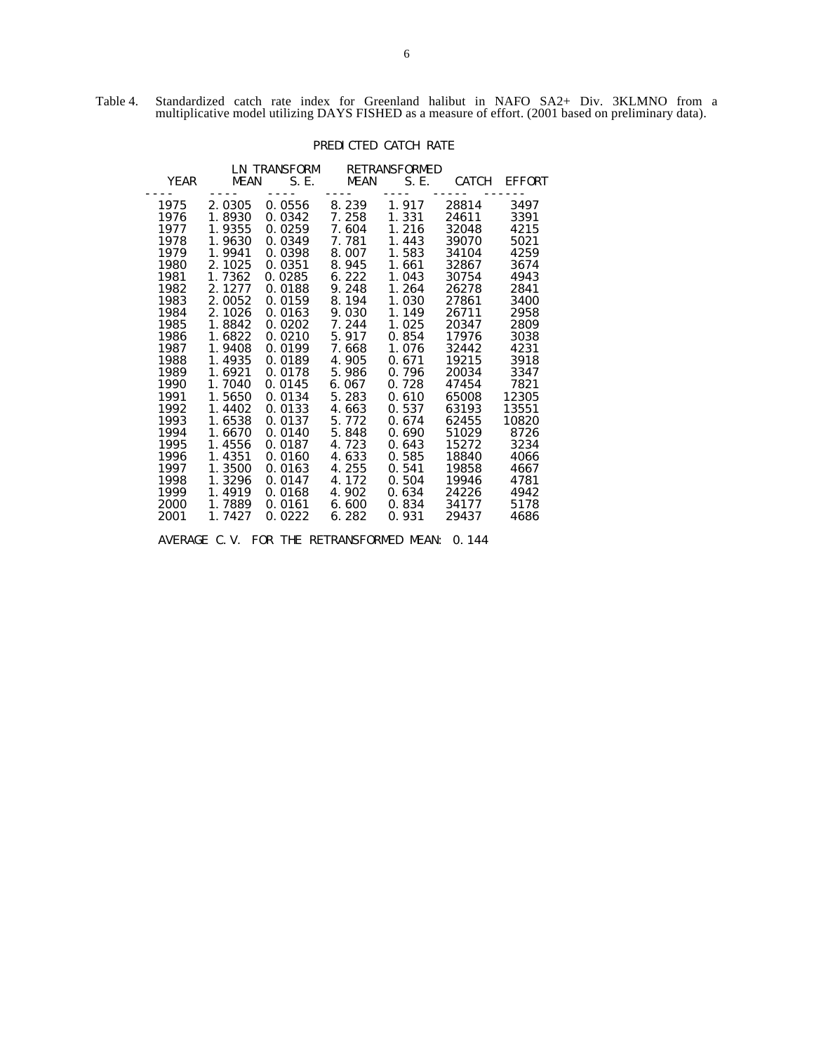Table 4. Standardized catch rate index for Greenland halibut in NAFO SA2+ Div. 3KLMNO from a multiplicative model utilizing DAYS FISHED as a measure of effort. (2001 based on preliminary data).

PREDICTED CATCH RATE

| YEAR | LN TRANSFORM MEAN | LN TRANSFORM S.E. | RETRANSFORMED MEAN | RETRANSFORMED S.E. | CATCH | EFFORT |
|---|---|---|---|---|---|---|
| 1975 | 2.0305 | 0.0556 | 8.239 | 1.917 | 28814 | 3497 |
| 1976 | 1.8930 | 0.0342 | 7.258 | 1.331 | 24611 | 3391 |
| 1977 | 1.9355 | 0.0259 | 7.604 | 1.216 | 32048 | 4215 |
| 1978 | 1.9630 | 0.0349 | 7.781 | 1.443 | 39070 | 5021 |
| 1979 | 1.9941 | 0.0398 | 8.007 | 1.583 | 34104 | 4259 |
| 1980 | 2.1025 | 0.0351 | 8.945 | 1.661 | 32867 | 3674 |
| 1981 | 1.7362 | 0.0285 | 6.222 | 1.043 | 30754 | 4943 |
| 1982 | 2.1277 | 0.0188 | 9.248 | 1.264 | 26278 | 2841 |
| 1983 | 2.0052 | 0.0159 | 8.194 | 1.030 | 27861 | 3400 |
| 1984 | 2.1026 | 0.0163 | 9.030 | 1.149 | 26711 | 2958 |
| 1985 | 1.8842 | 0.0202 | 7.244 | 1.025 | 20347 | 2809 |
| 1986 | 1.6822 | 0.0210 | 5.917 | 0.854 | 17976 | 3038 |
| 1987 | 1.9408 | 0.0199 | 7.668 | 1.076 | 32442 | 4231 |
| 1988 | 1.4935 | 0.0189 | 4.905 | 0.671 | 19215 | 3918 |
| 1989 | 1.6921 | 0.0178 | 5.986 | 0.796 | 20034 | 3347 |
| 1990 | 1.7040 | 0.0145 | 6.067 | 0.728 | 47454 | 7821 |
| 1991 | 1.5650 | 0.0134 | 5.283 | 0.610 | 65008 | 12305 |
| 1992 | 1.4402 | 0.0133 | 4.663 | 0.537 | 63193 | 13551 |
| 1993 | 1.6538 | 0.0137 | 5.772 | 0.674 | 62455 | 10820 |
| 1994 | 1.6670 | 0.0140 | 5.848 | 0.690 | 51029 | 8726 |
| 1995 | 1.4556 | 0.0187 | 4.723 | 0.643 | 15272 | 3234 |
| 1996 | 1.4351 | 0.0160 | 4.633 | 0.585 | 18840 | 4066 |
| 1997 | 1.3500 | 0.0163 | 4.255 | 0.541 | 19858 | 4667 |
| 1998 | 1.3296 | 0.0147 | 4.172 | 0.504 | 19946 | 4781 |
| 1999 | 1.4919 | 0.0168 | 4.902 | 0.634 | 24226 | 4942 |
| 2000 | 1.7889 | 0.0161 | 6.600 | 0.834 | 34177 | 5178 |
| 2001 | 1.7427 | 0.0222 | 6.282 | 0.931 | 29437 | 4686 |

AVERAGE C.V. FOR THE RETRANSFORMED MEAN: 0.144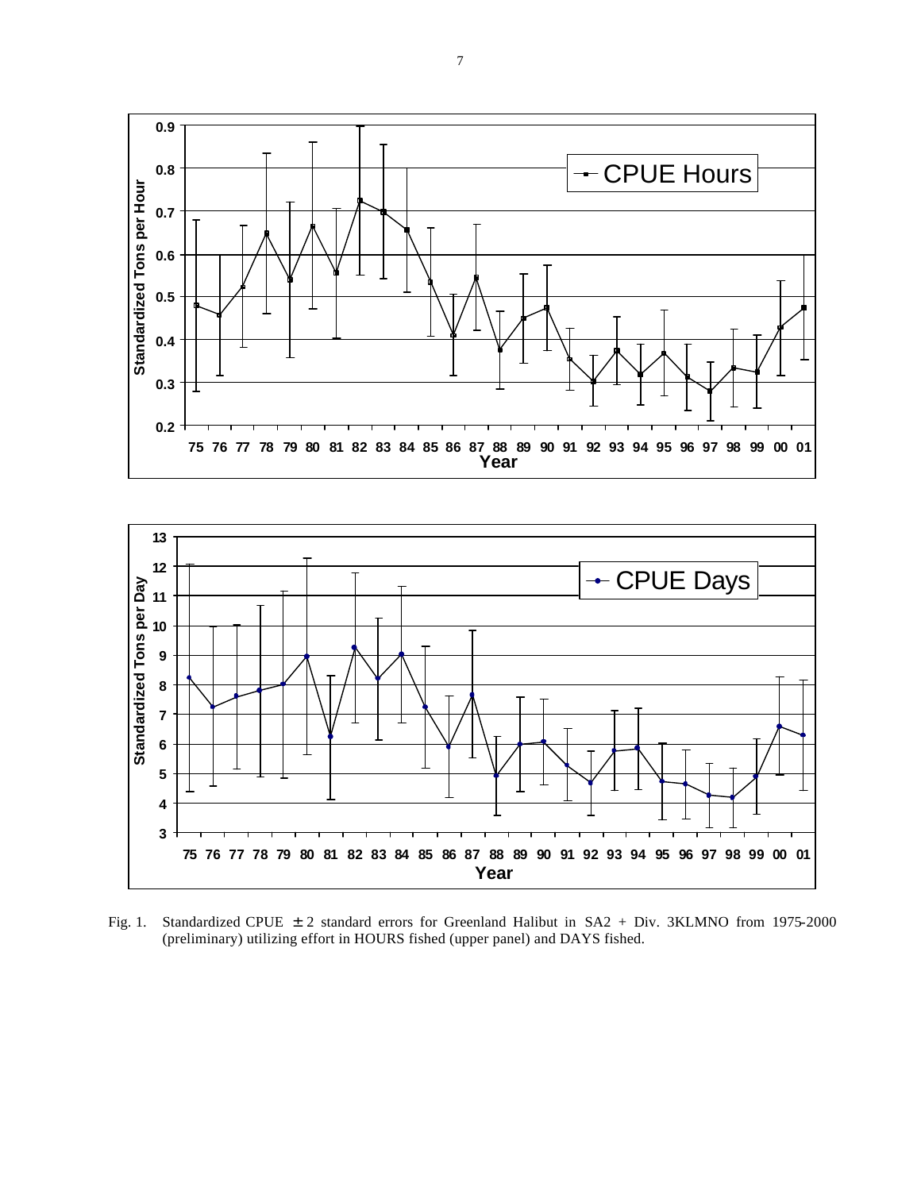0.9
0.8
0.7
0.6
0.5
0.4
0.3
0.2

Standardized Tons per Hour

CPUE Hours

75 76 77 78 79 80 81 82 83 84 85 86 87 88 89 90 91 92 93 94 95 96 97 98 99 00 01

Year

13
12
11
10
9
8
7
6
5
4
3

Standardized Tons per Day

CPUE Days

75 76 77 78 79 80 81 82 83 84 85 86 87 88 89 90 91 92 93 94 95 96 97 98 99 00 01

Year

Fig. 1. Standardized CPUE ± 2 standard errors for Greenland Halibut in SA2 + Div. 3KLMNO from 1975-2000 (preliminary) utilizing effort in HOURS fished (upper panel) and DAYS fished.